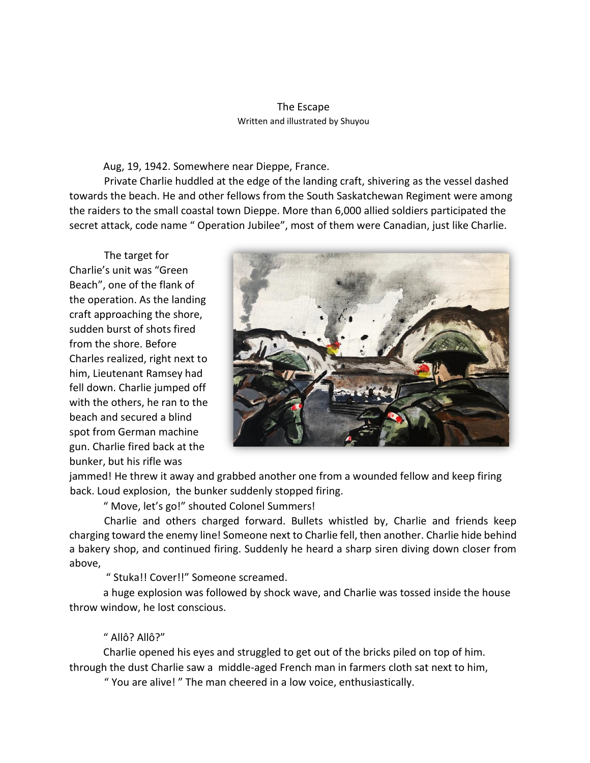# The Escape

Written and illustrated by Shuyou

Aug, 19, 1942. Somewhere near Dieppe, France.

Private Charlie huddled at the edge of the landing craft, shivering as the vessel dashed towards the beach. He and other fellows from the South Saskatchewan Regiment were among the raiders to the small coastal town Dieppe. More than 6,000 allied soldiers participated the secret attack, code name " Operation Jubilee", most of them were Canadian, just like Charlie.

The target for Charlie's unit was "Green Beach", one of the flank of the operation. As the landing craft approaching the shore, sudden burst of shots fired from the shore. Before Charles realized, right next to him, Lieutenant Ramsey had fell down. Charlie jumped off with the others, he ran to the beach and secured a blind spot from German machine gun. Charlie fired back at the bunker, but his rifle was jammed! He threw it away and grabbed another one from a wounded fellow and keep firing back. Loud explosion, the bunker suddenly stopped firing.

" Move, let's go!" shouted Colonel Summers!

Charlie and others charged forward. Bullets whistled by, Charlie and friends keep charging toward the enemy line! Someone next to Charlie fell, then another. Charlie hide behind a bakery shop, and continued firing. Suddenly he heard a sharp siren diving down closer from above,

" Stuka!! Cover!!" Someone screamed.

a huge explosion was followed by shock wave, and Charlie was tossed inside the house throw window, he lost conscious.

" Allô? Allô?"

Charlie opened his eyes and struggled to get out of the bricks piled on top of him. through the dust Charlie saw a middle-aged French man in farmers cloth sat next to him,

" You are alive! " The man cheered in a low voice, enthusiastically.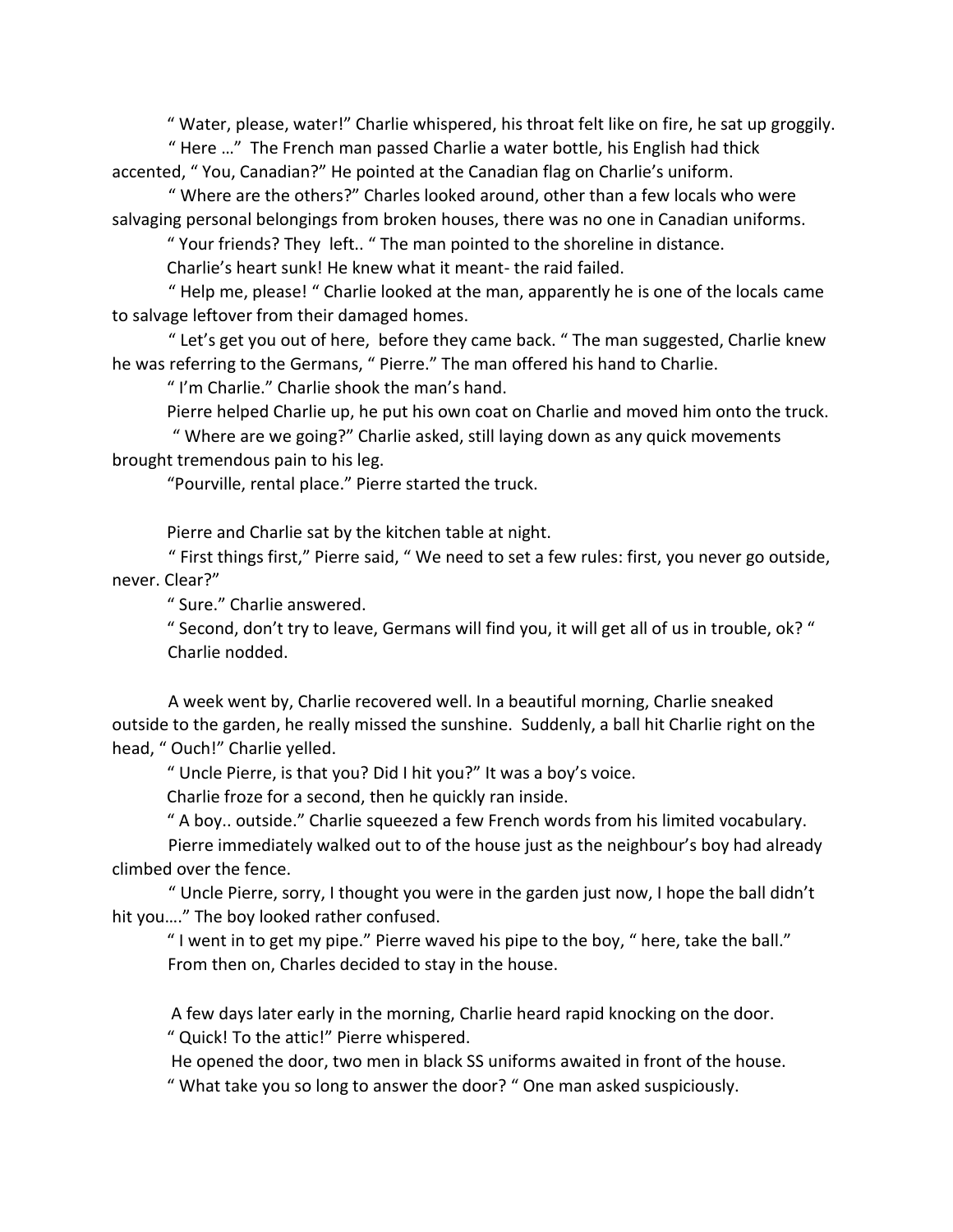" Water, please, water!" Charlie whispered, his throat felt like on fire, he sat up groggily.

" Here …" The French man passed Charlie a water bottle, his English had thick accented, " You, Canadian?" He pointed at the Canadian flag on Charlie's uniform.

" Where are the others?" Charles looked around, other than a few locals who were salvaging personal belongings from broken houses, there was no one in Canadian uniforms.

" Your friends? They left.. " The man pointed to the shoreline in distance.

Charlie's heart sunk! He knew what it meant- the raid failed.

" Help me, please! " Charlie looked at the man, apparently he is one of the locals came to salvage leftover from their damaged homes.

" Let's get you out of here, before they came back. " The man suggested, Charlie knew he was referring to the Germans, " Pierre." The man offered his hand to Charlie.

" I'm Charlie." Charlie shook the man's hand.

Pierre helped Charlie up, he put his own coat on Charlie and moved him onto the truck.

" Where are we going?" Charlie asked, still laying down as any quick movements brought tremendous pain to his leg.

"Pourville, rental place." Pierre started the truck.

Pierre and Charlie sat by the kitchen table at night.

" First things first," Pierre said, " We need to set a few rules: first, you never go outside, never. Clear?"

" Sure." Charlie answered.

" Second, don't try to leave, Germans will find you, it will get all of us in trouble, ok? "

Charlie nodded.

A week went by, Charlie recovered well. In a beautiful morning, Charlie sneaked outside to the garden, he really missed the sunshine. Suddenly, a ball hit Charlie right on the head, " Ouch!" Charlie yelled.

" Uncle Pierre, is that you? Did I hit you?" It was a boy's voice.

Charlie froze for a second, then he quickly ran inside.

" A boy.. outside." Charlie squeezed a few French words from his limited vocabulary.

Pierre immediately walked out to of the house just as the neighbour's boy had already climbed over the fence.

" Uncle Pierre, sorry, I thought you were in the garden just now, I hope the ball didn't hit you…." The boy looked rather confused.

" I went in to get my pipe." Pierre waved his pipe to the boy, " here, take the ball."

From then on, Charles decided to stay in the house.

A few days later early in the morning, Charlie heard rapid knocking on the door.

" Quick! To the attic!" Pierre whispered.

He opened the door, two men in black SS uniforms awaited in front of the house.

" What take you so long to answer the door? " One man asked suspiciously.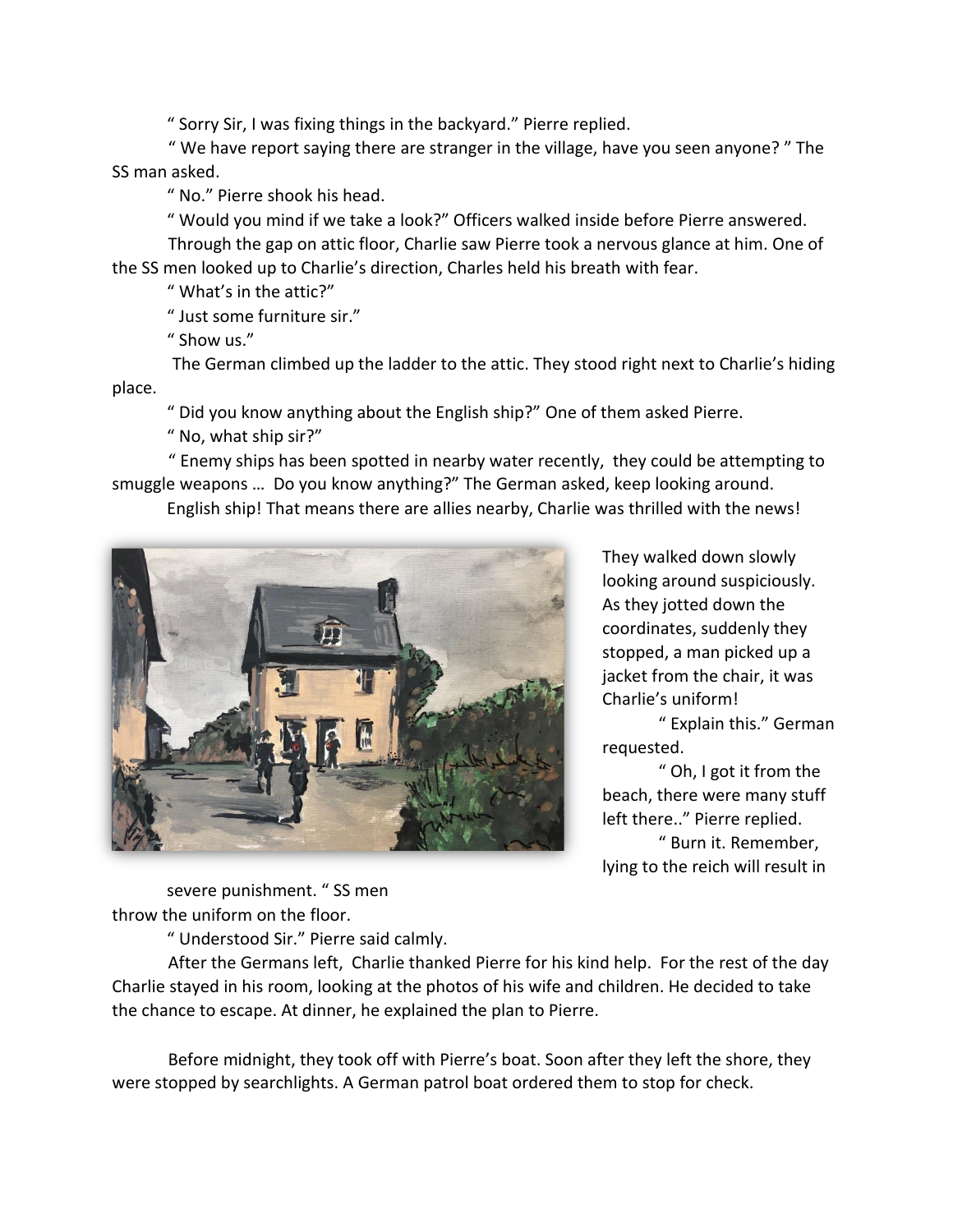" Sorry Sir, I was fixing things in the backyard." Pierre replied.

" We have report saying there are stranger in the village, have you seen anyone? " The SS man asked.

" No." Pierre shook his head.

" Would you mind if we take a look?" Officers walked inside before Pierre answered.

Through the gap on attic floor, Charlie saw Pierre took a nervous glance at him. One of the SS men looked up to Charlie's direction, Charles held his breath with fear.

" What's in the attic?"

" Just some furniture sir."

" Show us."

The German climbed up the ladder to the attic. They stood right next to Charlie's hiding place.

" Did you know anything about the English ship?" One of them asked Pierre.

" No, what ship sir?"

" Enemy ships has been spotted in nearby water recently, they could be attempting to smuggle weapons … Do you know anything?" The German asked, keep looking around.

English ship! That means there are allies nearby, Charlie was thrilled with the news!

They walked down slowly looking around suspiciously. As they jotted down the coordinates, suddenly they stopped, a man picked up a jacket from the chair, it was Charlie's uniform!

" Explain this." German requested.

" Oh, I got it from the beach, there were many stuff left there.." Pierre replied.

" Burn it. Remember, lying to the reich will result in severe punishment. " SS men throw the uniform on the floor.

" Understood Sir." Pierre said calmly.

After the Germans left, Charlie thanked Pierre for his kind help. For the rest of the day Charlie stayed in his room, looking at the photos of his wife and children. He decided to take the chance to escape. At dinner, he explained the plan to Pierre.

Before midnight, they took off with Pierre's boat. Soon after they left the shore, they were stopped by searchlights. A German patrol boat ordered them to stop for check.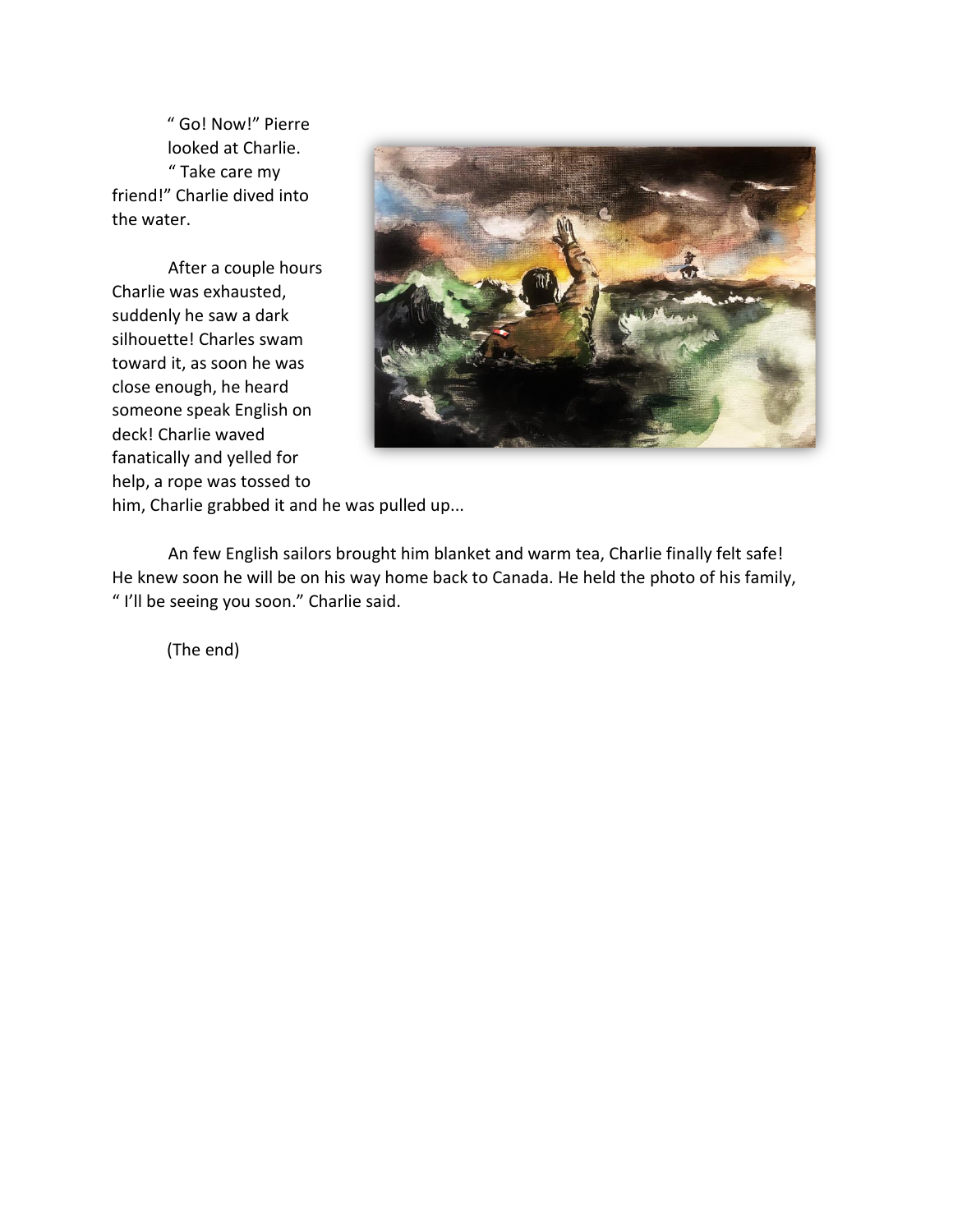" Go! Now!" Pierre looked at Charlie.

" Take care my friend!" Charlie dived into the water.

After a couple hours Charlie was exhausted, suddenly he saw a dark silhouette! Charles swam toward it, as soon he was close enough, he heard someone speak English on deck! Charlie waved fanatically and yelled for help, a rope was tossed to him, Charlie grabbed it and he was pulled up...

An few English sailors brought him blanket and warm tea, Charlie finally felt safe! He knew soon he will be on his way home back to Canada. He held the photo of his family, " I'll be seeing you soon." Charlie said.

(The end)